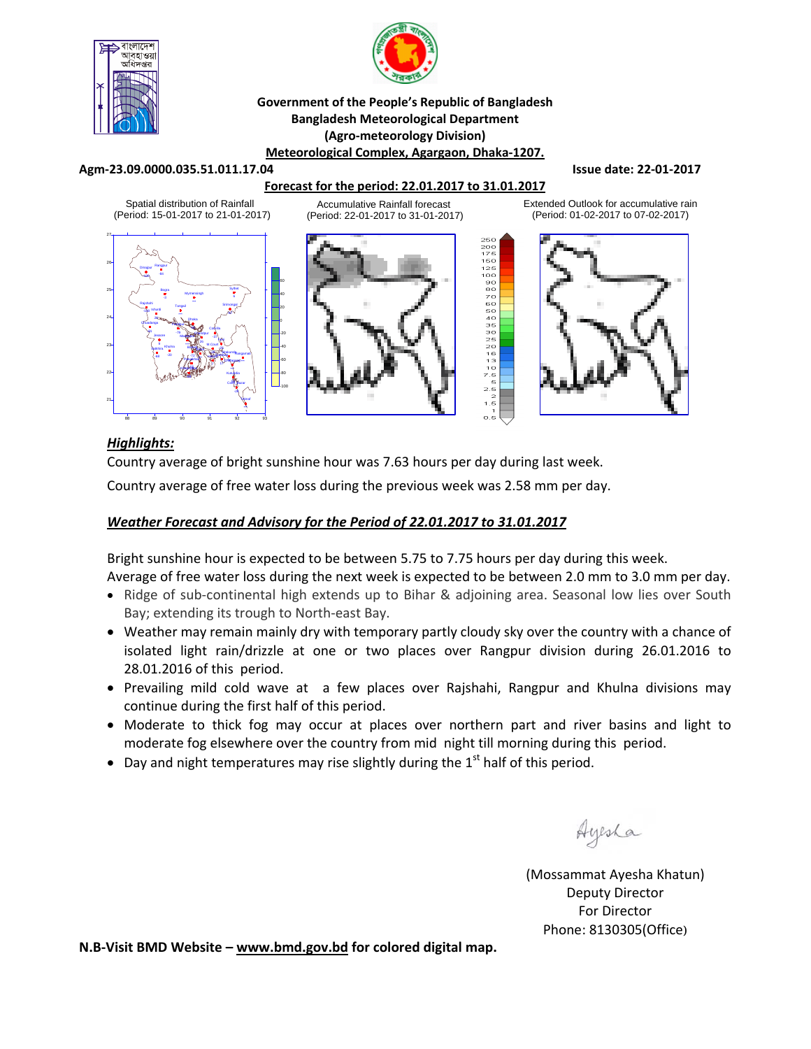**Government of the People's Republic of Bangladesh**
**Bangladesh Meteorological Department**
**(Agro-meteorology Division)**
**Meteorological Complex, Agargaon, Dhaka-1207.**

**Agm-23.09.0000.035.51.011.17.04** **Issue date: 22-01-2017**

**Forecast for the period: 22.01.2017 to 31.01.2017**

Spatial distribution of Rainfall (Period: 15-01-2017 to 21-01-2017)

Accumulative Rainfall forecast (Period: 22-01-2017 to 31-01-2017)

Extended Outlook for accumulative rain (Period: 01-02-2017 to 07-02-2017)

***Highlights:***

Country average of bright sunshine hour was 7.63 hours per day during last week.

Country average of free water loss during the previous week was 2.58 mm per day.

***Weather Forecast and Advisory for the Period of 22.01.2017 to 31.01.2017***

Bright sunshine hour is expected to be between 5.75 to 7.75 hours per day during this week.
Average of free water loss during the next week is expected to be between 2.0 mm to 3.0 mm per day.

- Ridge of sub-continental high extends up to Bihar & adjoining area. Seasonal low lies over South Bay; extending its trough to North-east Bay.
- Weather may remain mainly dry with temporary partly cloudy sky over the country with a chance of isolated light rain/drizzle at one or two places over Rangpur division during 26.01.2016 to 28.01.2016 of this period.
- Prevailing mild cold wave at a few places over Rajshahi, Rangpur and Khulna divisions may continue during the first half of this period.
- Moderate to thick fog may occur at places over northern part and river basins and light to moderate fog elsewhere over the country from mid night till morning during this period.
- Day and night temperatures may rise slightly during the 1st half of this period.

Ayesha

(Mossammat Ayesha Khatun)
Deputy Director
For Director
Phone: 8130305(Office)

**N.B-Visit BMD Website – www.bmd.gov.bd for colored digital map.**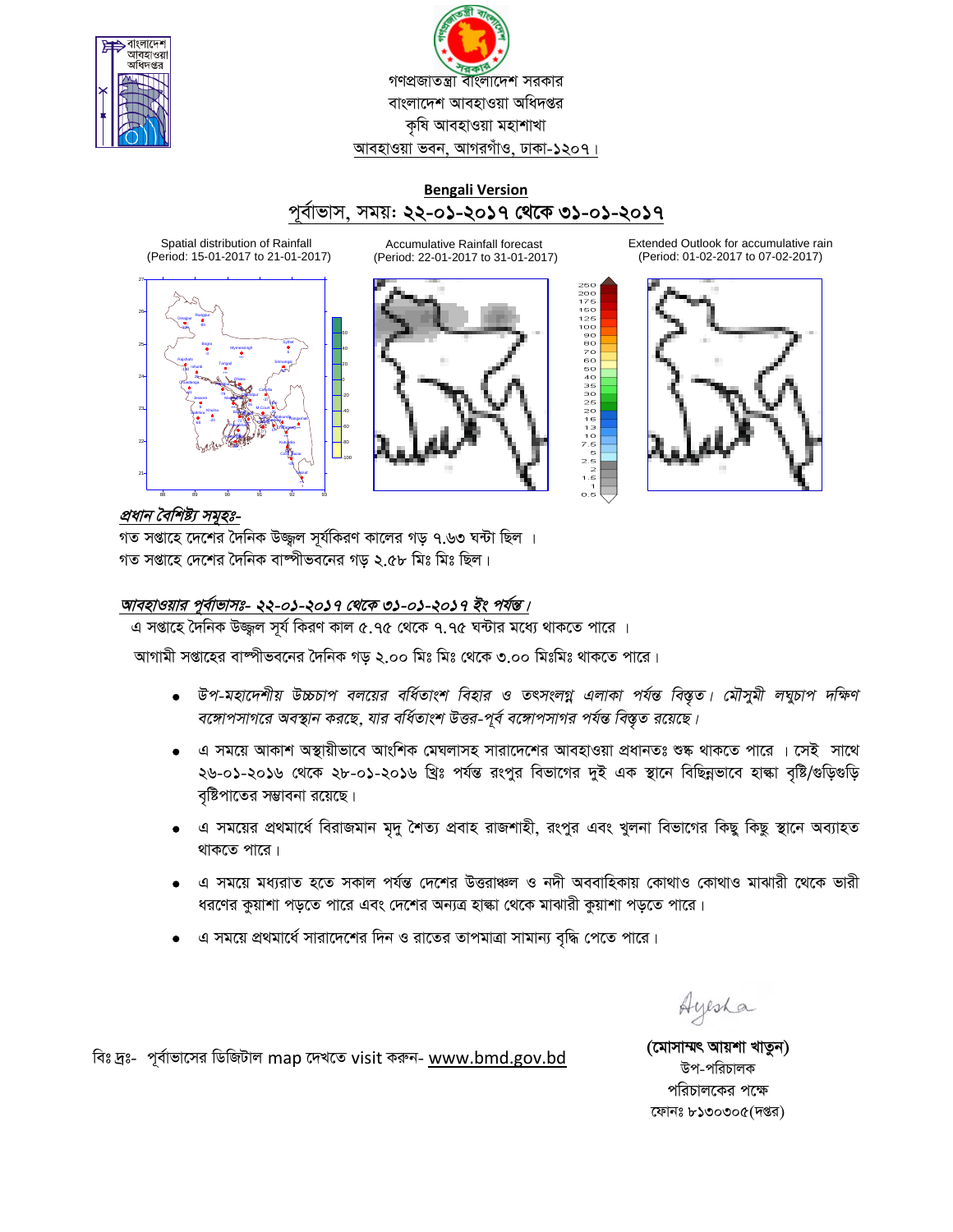গণপ্রজাতন্ত্রী বাংলাদেশ সরকার
বাংলাদেশ আবহাওয়া অধিদপ্তর
কৃষি আবহাওয়া মহাশাখা
আবহাওয়া ভবন, আগরগাঁও, ঢাকা-১২০৭।

**Bengali Version**

## পূর্বাভাস, সময়: ২২-০১-২০১৭ থেকে ৩১-০১-২০১৭

Spatial distribution of Rainfall (Period: 15-01-2017 to 21-01-2017)

Accumulative Rainfall forecast (Period: 22-01-2017 to 31-01-2017)

Extended Outlook for accumulative rain (Period: 01-02-2017 to 07-02-2017)

***প্রধান বৈশিষ্ট্য সমূহঃ-***

গত সপ্তাহে দেশের দৈনিক উজ্জ্বল সূর্যকিরণ কালের গড় ৭.৬৩ ঘন্টা ছিল ।
গত সপ্তাহে দেশের দৈনিক বাষ্পীভবনের গড় ২.৫৮ মিঃ মিঃ ছিল।

***আবহাওয়ার পূর্বাভাসঃ- ২২-০১-২০১৭ থেকে ৩১-০১-২০১৭ ইং পর্যন্ত।***

এ সপ্তাহে দৈনিক উজ্জ্বল সূর্য কিরণ কাল ৫.৭৫ থেকে ৭.৭৫ ঘন্টার মধ্যে থাকতে পারে ।

আগামী সপ্তাহের বাষ্পীভবনের দৈনিক গড় ২.০০ মিঃ মিঃ থেকে ৩.০০ মিঃমিঃ থাকতে পারে।

- *উপ-মহাদেশীয় উচ্চচাপ বলয়ের বর্ধিতাংশ বিহার ও তৎসংলগ্ন এলাকা পর্যন্ত বিস্তৃত। মৌসুমী লঘুচাপ দক্ষিণ বঙ্গোপসাগরে অবস্থান করছে, যার বর্ধিতাংশ উত্তর-পূর্ব বঙ্গোপসাগর পর্যন্ত বিস্তৃত রয়েছে।*
- এ সময়ে আকাশ অস্থায়ীভাবে আংশিক মেঘলাসহ সারাদেশের আবহাওয়া প্রধানতঃ শুষ্ক থাকতে পারে । সেই সাথে ২৬-০১-২০১৬ থেকে ২৮-০১-২০১৬ খ্রিঃ পর্যন্ত রংপুর বিভাগের দুই এক স্থানে বিচ্ছিন্নভাবে হাল্কা বৃষ্টি/গুড়িগুড়ি বৃষ্টিপাতের সম্ভাবনা রয়েছে।
- এ সময়ের প্রথমার্ধে বিরাজমান মৃদু শৈত্য প্রবাহ রাজশাহী, রংপুর এবং খুলনা বিভাগের কিছু কিছু স্থানে অব্যাহত থাকতে পারে।
- এ সময়ে মধ্যরাত হতে সকাল পর্যন্ত দেশের উত্তরাঞ্চল ও নদী অববাহিকায় কোথাও কোথাও মাঝারী থেকে ভারী ধরণের কুয়াশা পড়তে পারে এবং দেশের অন্যত্র হাল্কা থেকে মাঝারী কুয়াশা পড়তে পারে।
- এ সময়ে প্রথমার্ধে সারাদেশের দিন ও রাতের তাপমাত্রা সামান্য বৃদ্ধি পেতে পারে।

বিঃ দ্রঃ- পূর্বাভাসের ডিজিটাল map দেখতে visit করুন- www.bmd.gov.bd

Ayesha

**(মোসাম্মৎ আয়শা খাতুন)**
উপ-পরিচালক
পরিচালকের পক্ষে
ফোনঃ ৮১৩০৩০৫(দপ্তর)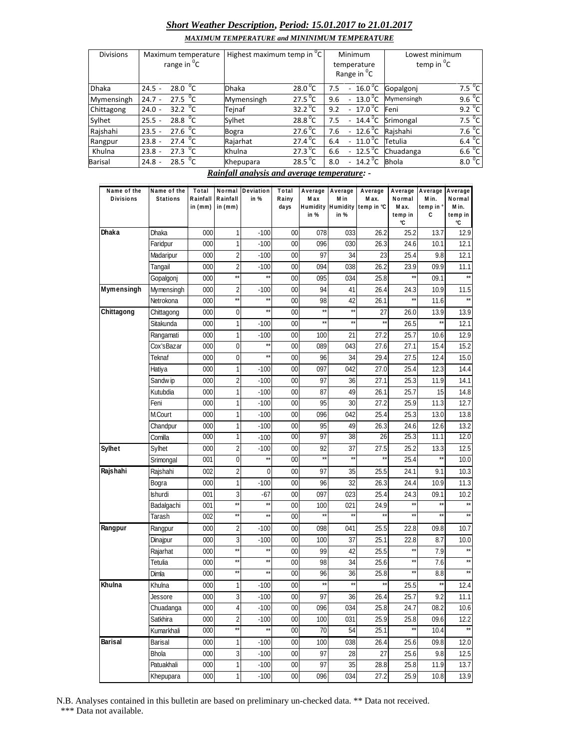## *Short Weather Description, Period: 15.01.2017 to 21.01.2017*

### *MAXIMUM TEMPERATURE and MININIMUM TEMPERATURE*

| Divisions | Maximum temperature range in $^0$C | Highest maximum temp in $^0$C | | Minimum temperature Range in $^0$C | Lowest minimum temp in $^0$C | |
|---|---|---|---|---|---|---|
| Dhaka | 24.5 - 28.0 $^0$C | Dhaka | 28.0 $^0$C | 7.5 - 16.0 $^0$C | Gopalgonj | 7.5 $^0$C |
| Mymensingh | 24.7 - 27.5 $^0$C | Mymensingh | 27.5 $^0$C | 9.6 - 13.0 $^0$C | Mymensingh | 9.6 $^0$C |
| Chittagong | 24.0 - 32.2 $^0$C | Tejnaf | 32.2 $^0$C | 9.2 - 17.0 $^0$C | Feni | 9.2 $^0$C |
| Sylhet | 25.5 - 28.8 $^0$C | Sylhet | 28.8 $^0$C | 7.5 - 14.4 $^0$C | Srimongal | 7.5 $^0$C |
| Rajshahi | 23.5 - 27.6 $^0$C | Bogra | 27.6 $^0$C | 7.6 - 12.6 $^0$C | Rajshahi | 7.6 $^0$C |
| Rangpur | 23.8 - 27.4 $^0$C | Rajarhat | 27.4 $^0$C | 6.4 - 11.0 $^0$C | Tetulia | 6.4 $^0$C |
| Khulna | 23.8 - 27.3 $^0$C | Khulna | 27.3 $^0$C | 6.6 - 12.5 $^0$C | Chuadanga | 6.6 $^0$C |
| Barisal | 24.8 - 28.5 $^0$C | Khepupara | 28.5 $^0$C | 8.0 - 14.2 $^0$C | Bhola | 8.0 $^0$C |

### *Rainfall analysis and average temperature: -*

| Name of the Divisions | Name of the Stations | Total Rainfall in (mm) | Normal Rainfall in (mm) | Deviation in % | Total Rainy days | Average Max Humidity in % | Average Min Humidity in % | Average Max. temp in ℃ | Average Normal Max. temp in ℃ | Average Min. temp in ° C | Average Normal Min. temp in ℃ |
|---|---|---|---|---|---|---|---|---|---|---|---|
| Dhaka | Dhaka | 000 | 1 | -100 | 00 | 078 | 033 | 26.2 | 25.2 | 13.7 | 12.9 |
| | Faridpur | 000 | 1 | -100 | 00 | 096 | 030 | 26.3 | 24.6 | 10.1 | 12.1 |
| | Madaripur | 000 | 2 | -100 | 00 | 97 | 34 | 23 | 25.4 | 9.8 | 12.1 |
| | Tangail | 000 | 2 | -100 | 00 | 094 | 038 | 26.2 | 23.9 | 09.9 | 11.1 |
| | Gopalgonj | 000 | ** | ** | 00 | 095 | 034 | 25.8 | ** | 09.1 | ** |
| Mymensingh | Mymensingh | 000 | 2 | -100 | 00 | 94 | 41 | 26.4 | 24.3 | 10.9 | 11.5 |
| | Netrokona | 000 | ** | ** | 00 | 98 | 42 | 26.1 | ** | 11.6 | ** |
| Chittagong | Chittagong | 000 | 0 | ** | 00 | ** | ** | 27 | 26.0 | 13.9 | 13.9 |
| | Sitakunda | 000 | 1 | -100 | 00 | ** | ** | ** | 26.5 | ** | 12.1 |
| | Rangamati | 000 | 1 | -100 | 00 | 100 | 21 | 27.2 | 25.7 | 10.6 | 12.9 |
| | Cox'sBazar | 000 | 0 | ** | 00 | 089 | 043 | 27.6 | 27.1 | 15.4 | 15.2 |
| | Teknaf | 000 | 0 | ** | 00 | 96 | 34 | 29.4 | 27.5 | 12.4 | 15.0 |
| | Hatiya | 000 | 1 | -100 | 00 | 097 | 042 | 27.0 | 25.4 | 12.3 | 14.4 |
| | Sandwip | 000 | 2 | -100 | 00 | 97 | 36 | 27.1 | 25.3 | 11.9 | 14.1 |
| | Kutubdia | 000 | 1 | -100 | 00 | 87 | 49 | 26.1 | 25.7 | 15 | 14.8 |
| | Feni | 000 | 1 | -100 | 00 | 95 | 30 | 27.2 | 25.9 | 11.3 | 12.7 |
| | M.Court | 000 | 1 | -100 | 00 | 096 | 042 | 25.4 | 25.3 | 13.0 | 13.8 |
| | Chandpur | 000 | 1 | -100 | 00 | 95 | 49 | 26.3 | 24.6 | 12.6 | 13.2 |
| | Comilla | 000 | 1 | -100 | 00 | 97 | 38 | 26 | 25.3 | 11.1 | 12.0 |
| Sylhet | Sylhet | 000 | 2 | -100 | 00 | 92 | 37 | 27.5 | 25.2 | 13.3 | 12.5 |
| | Srimongal | 001 | 0 | ** | 00 | ** | ** | ** | 25.4 | ** | 10.0 |
| Rajshahi | Rajshahi | 002 | 2 | 0 | 00 | 97 | 35 | 25.5 | 24.1 | 9.1 | 10.3 |
| | Bogra | 000 | 1 | -100 | 00 | 96 | 32 | 26.3 | 24.4 | 10.9 | 11.3 |
| | Ishurdi | 001 | 3 | -67 | 00 | 097 | 023 | 25.4 | 24.3 | 09.1 | 10.2 |
| | Badalgachi | 001 | ** | ** | 00 | 100 | 021 | 24.9 | ** | ** | ** |
| | Tarash | 002 | ** | ** | 00 | ** | ** | ** | ** | ** | ** |
| Rangpur | Rangpur | 000 | 2 | -100 | 00 | 098 | 041 | 25.5 | 22.8 | 09.8 | 10.7 |
| | Dinajpur | 000 | 3 | -100 | 00 | 100 | 37 | 25.1 | 22.8 | 8.7 | 10.0 |
| | Rajarhat | 000 | ** | ** | 00 | 99 | 42 | 25.5 | ** | 7.9 | ** |
| | Tetulia | 000 | ** | ** | 00 | 98 | 34 | 25.6 | ** | 7.6 | ** |
| | Dimla | 000 | ** | ** | 00 | 96 | 36 | 25.8 | ** | 8.8 | ** |
| Khulna | Khulna | 000 | 1 | -100 | 00 | ** | ** | ** | 25.5 | ** | 12.4 |
| | Jessore | 000 | 3 | -100 | 00 | 97 | 36 | 26.4 | 25.7 | 9.2 | 11.1 |
| | Chuadanga | 000 | 4 | -100 | 00 | 096 | 034 | 25.8 | 24.7 | 08.2 | 10.6 |
| | Satkhira | 000 | 2 | -100 | 00 | 100 | 031 | 25.9 | 25.8 | 09.6 | 12.2 |
| | Kumarkhali | 000 | ** | ** | 00 | 70 | 54 | 25.1 | ** | 10.4 | ** |
| Barisal | Barisal | 000 | 1 | -100 | 00 | 100 | 038 | 26.4 | 25.6 | 09.8 | 12.0 |
| | Bhola | 000 | 3 | -100 | 00 | 97 | 28 | 27 | 25.6 | 9.8 | 12.5 |
| | Patuakhali | 000 | 1 | -100 | 00 | 97 | 35 | 28.8 | 25.8 | 11.9 | 13.7 |
| | Khepupara | 000 | 1 | -100 | 00 | 096 | 034 | 27.2 | 25.9 | 10.8 | 13.9 |

N.B. Analyses contained in this bulletin are based on preliminary un-checked data. ** Data not received.
*** Data not available.